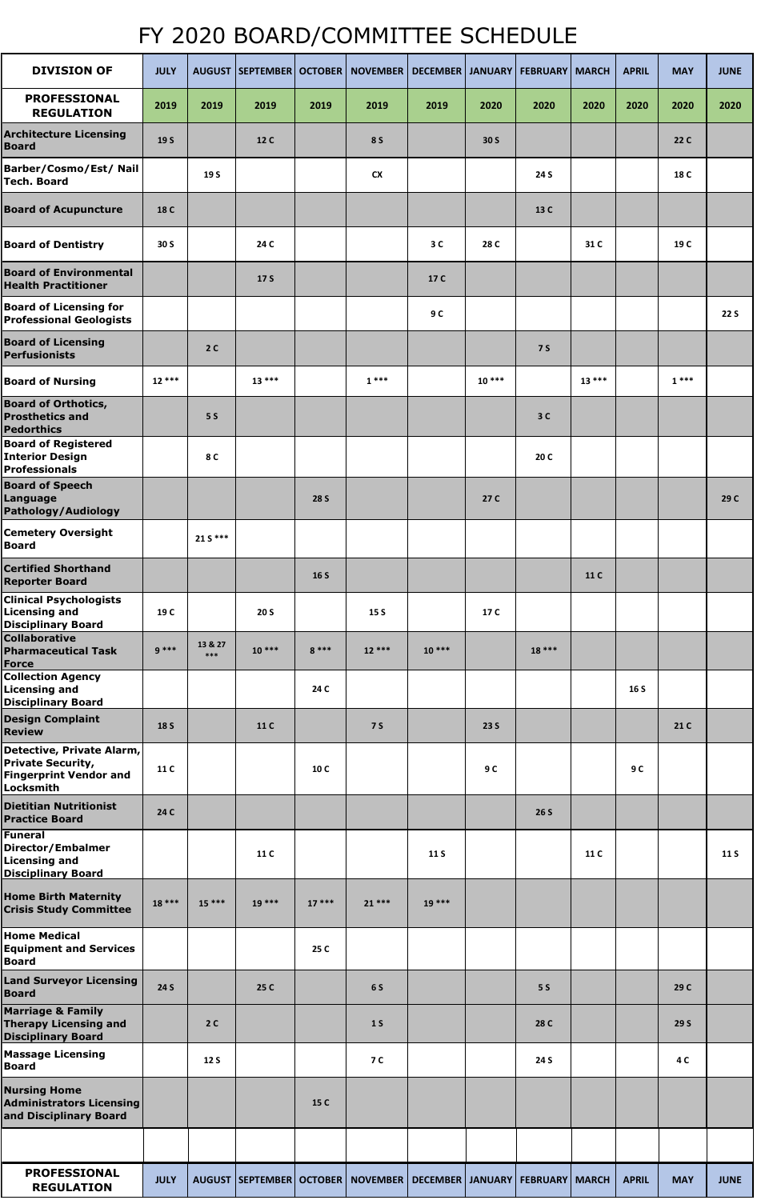# FY 2020 BOARD/COMMITTEE SCHEDULE

| DIVISION OF | JULY | AUGUST | SEPTEMBER | OCTOBER | NOVEMBER | DECEMBER | JANUARY | FEBRUARY | MARCH | APRIL | MAY | JUNE |
|---|---|---|---|---|---|---|---|---|---|---|---|---|
| **PROFESSIONAL REGULATION** | 2019 | 2019 | 2019 | 2019 | 2019 | 2019 | 2020 | 2020 | 2020 | 2020 | 2020 | 2020 |
| Architecture Licensing Board | 19 S | | 12 C | | 8 S | | 30 S | | | | 22 C | |
| Barber/Cosmo/Est/ Nail Tech. Board | | 19 S | | | CX | | | 24 S | | | 18 C | |
| Board of Acupuncture | 18 C | | | | | | | 13 C | | | | |
| Board of Dentistry | 30 S | | 24 C | | | 3 C | 28 C | | 31 C | | 19 C | |
| Board of Environmental Health Practitioner | | | 17 S | | | 17 C | | | | | | |
| Board of Licensing for Professional Geologists | | | | | | 9 C | | | | | | 22 S |
| Board of Licensing Perfusionists | | 2 C | | | | | | 7 S | | | | |
| Board of Nursing | 12 *** | | 13 *** | | 1 *** | | 10 *** | | 13 *** | | 1 *** | |
| Board of Orthotics, Prosthetics and Pedorthics | | 5 S | | | | | | 3 C | | | | |
| Board of Registered Interior Design Professionals | | 8 C | | | | | | 20 C | | | | |
| Board of Speech Language Pathology/Audiology | | | | 28 S | | | 27 C | | | | | 29 C |
| Cemetery Oversight Board | | 21 S *** | | | | | | | | | | |
| Certified Shorthand Reporter Board | | | | 16 S | | | | | 11 C | | | |
| Clinical Psychologists Licensing and Disciplinary Board | 19 C | | 20 S | | 15 S | | 17 C | | | | | |
| Collaborative Pharmaceutical Task Force | 9 *** | 13 & 27 *** | 10 *** | 8 *** | 12 *** | 10 *** | | 18 *** | | | | |
| Collection Agency Licensing and Disciplinary Board | | | | 24 C | | | | | | 16 S | | |
| Design Complaint Review | 18 S | | 11 C | | 7 S | | 23 S | | | | 21 C | |
| Detective, Private Alarm, Private Security, Fingerprint Vendor and Locksmith | 11 C | | | 10 C | | | 9 C | | | 9 C | | |
| Dietitian Nutritionist Practice Board | 24 C | | | | | | | 26 S | | | | |
| Funeral Director/Embalmer Licensing and Disciplinary Board | | | 11 C | | | 11 S | | | 11 C | | | 11 S |
| Home Birth Maternity Crisis Study Committee | 18 *** | 15 *** | 19 *** | 17 *** | 21 *** | 19 *** | | | | | | |
| Home Medical Equipment and Services Board | | | | 25 C | | | | | | | | |
| Land Surveyor Licensing Board | 24 S | | 25 C | | 6 S | | | 5 S | | | 29 C | |
| Marriage & Family Therapy Licensing and Disciplinary Board | | 2 C | | | 1 S | | | 28 C | | | 29 S | |
| Massage Licensing Board | | 12 S | | | 7 C | | | 24 S | | | 4 C | |
| Nursing Home Administrators Licensing and Disciplinary Board | | | | 15 C | | | | | | | | |
| | | | | | | | | | | | | |
| **PROFESSIONAL REGULATION** | JULY | AUGUST | SEPTEMBER | OCTOBER | NOVEMBER | DECEMBER | JANUARY | FEBRUARY | MARCH | APRIL | MAY | JUNE |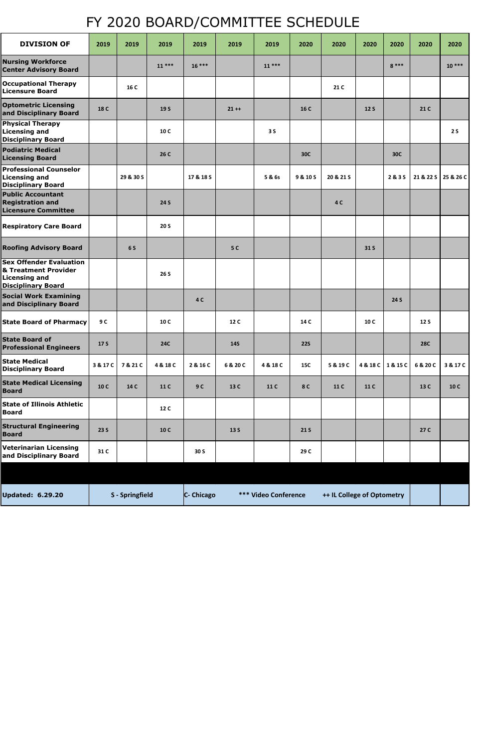# FY 2020 BOARD/COMMITTEE SCHEDULE

| DIVISION OF | 2019 | 2019 | 2019 | 2019 | 2019 | 2019 | 2020 | 2020 | 2020 | 2020 | 2020 | 2020 |
|---|---|---|---|---|---|---|---|---|---|---|---|---|
| Nursing Workforce Center Advisory Board | | | 11 *** | 16 *** | | 11 *** | | | | 8 *** | | 10 *** |
| Occupational Therapy Licensure Board | | 16 C | | | | | | 21 C | | | | |
| Optometric Licensing and Disciplinary Board | 18 C | | 19 S | | 21 ++ | | 16 C | | 12 S | | 21 C | |
| Physical Therapy Licensing and Disciplinary Board | | | 10 C | | | 3 S | | | | | | 2 S |
| Podiatric Medical Licensing Board | | | 26 C | | | | 30C | | | 30C | | |
| Professional Counselor Licensing and Disciplinary Board | | 29 & 30 S | | 17 & 18 S | | 5 & 6s | 9 & 10 S | 20 & 21 S | | 2 & 3 S | 21 & 22 S | 25 & 26 C |
| Public Accountant Registration and Licensure Committee | | | 24 S | | | | | 4 C | | | | |
| Respiratory Care Board | | | 20 S | | | | | | | | | |
| Roofing Advisory Board | | 6 S | | | 5 C | | | | 31 S | | | |
| Sex Offender Evaluation & Treatment Provider Licensing and Disciplinary Board | | | 26 S | | | | | | | | | |
| Social Work Examining and Disciplinary Board | | | | 4 C | | | | | | 24 S | | |
| State Board of Pharmacy | 9 C | | 10 C | | 12 C | | 14 C | | 10 C | | 12 S | |
| State Board of Professional Engineers | 17 S | | 24C | | 14S | | 22S | | | | 28C | |
| State Medical Disciplinary Board | 3 & 17 C | 7 & 21 C | 4 & 18 C | 2 & 16 C | 6 & 20 C | 4 & 18 C | 15C | 5 & 19 C | 4 & 18 C | 1 & 15 C | 6 & 20 C | 3 & 17 C |
| State Medical Licensing Board | 10 C | 14 C | 11 C | 9 C | 13 C | 11 C | 8 C | 11 C | 11 C | | 13 C | 10 C |
| State of Illinois Athletic Board | | | 12 C | | | | | | | | | |
| Structural Engineering Board | 23 S | | 10 C | | 13 S | | 21 S | | | | 27 C | |
| Veterinarian Licensing and Disciplinary Board | 31 C | | | 30 S | | | 29 C | | | | | |
| | | | | | | | | | | | | |
| Updated: 6.29.20 | S - Springfield | | | C- Chicago | | *** Video Conference | | ++ IL College of Optometry | | | | |